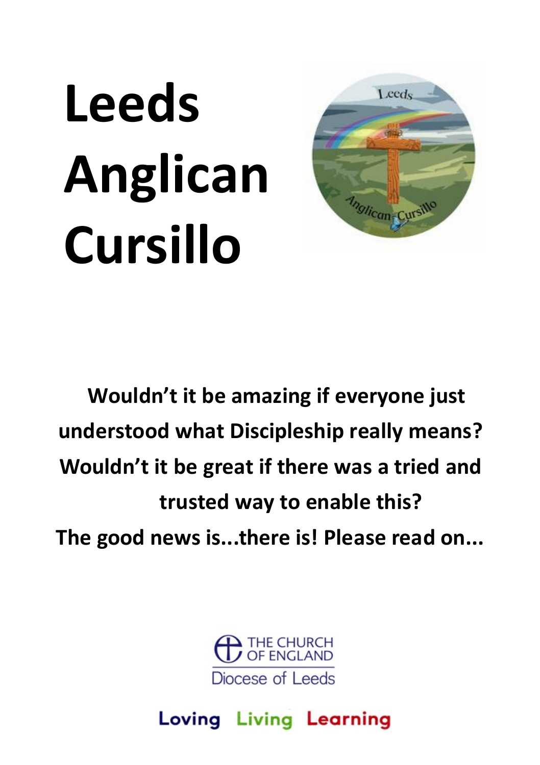# Leeds Anglican Cursillo

**Wouldn't it be amazing if everyone just understood what Discipleship really means?**
**Wouldn't it be great if there was a tried and trusted way to enable this?**
**The good news is...there is! Please read on...**

THE CHURCH OF ENGLAND
Diocese of Leeds

Loving Living Learning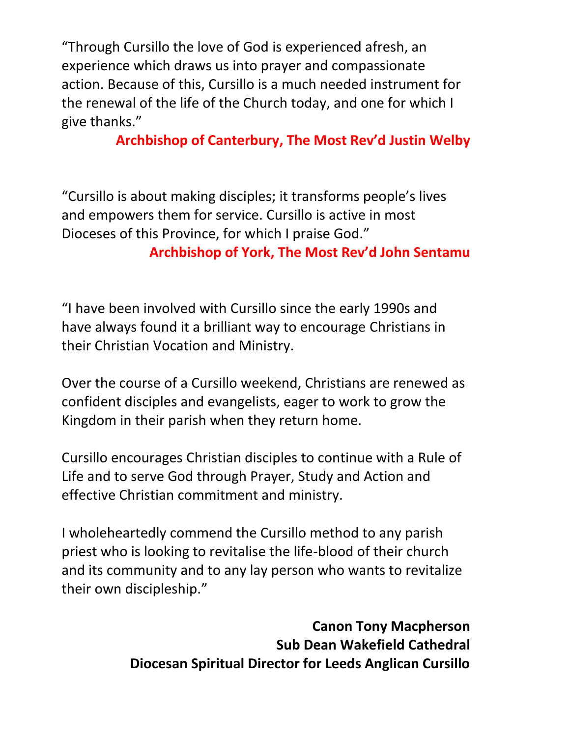"Through Cursillo the love of God is experienced afresh, an experience which draws us into prayer and compassionate action. Because of this, Cursillo is a much needed instrument for the renewal of the life of the Church today, and one for which I give thanks."

**Archbishop of Canterbury, The Most Rev'd Justin Welby**

"Cursillo is about making disciples; it transforms people's lives and empowers them for service. Cursillo is active in most Dioceses of this Province, for which I praise God."

**Archbishop of York, The Most Rev'd John Sentamu**

"I have been involved with Cursillo since the early 1990s and have always found it a brilliant way to encourage Christians in their Christian Vocation and Ministry.

Over the course of a Cursillo weekend, Christians are renewed as confident disciples and evangelists, eager to work to grow the Kingdom in their parish when they return home.

Cursillo encourages Christian disciples to continue with a Rule of Life and to serve God through Prayer, Study and Action and effective Christian commitment and ministry.

I wholeheartedly commend the Cursillo method to any parish priest who is looking to revitalise the life-blood of their church and its community and to any lay person who wants to revitalize their own discipleship."

**Canon Tony Macpherson**
**Sub Dean Wakefield Cathedral**
**Diocesan Spiritual Director for Leeds Anglican Cursillo**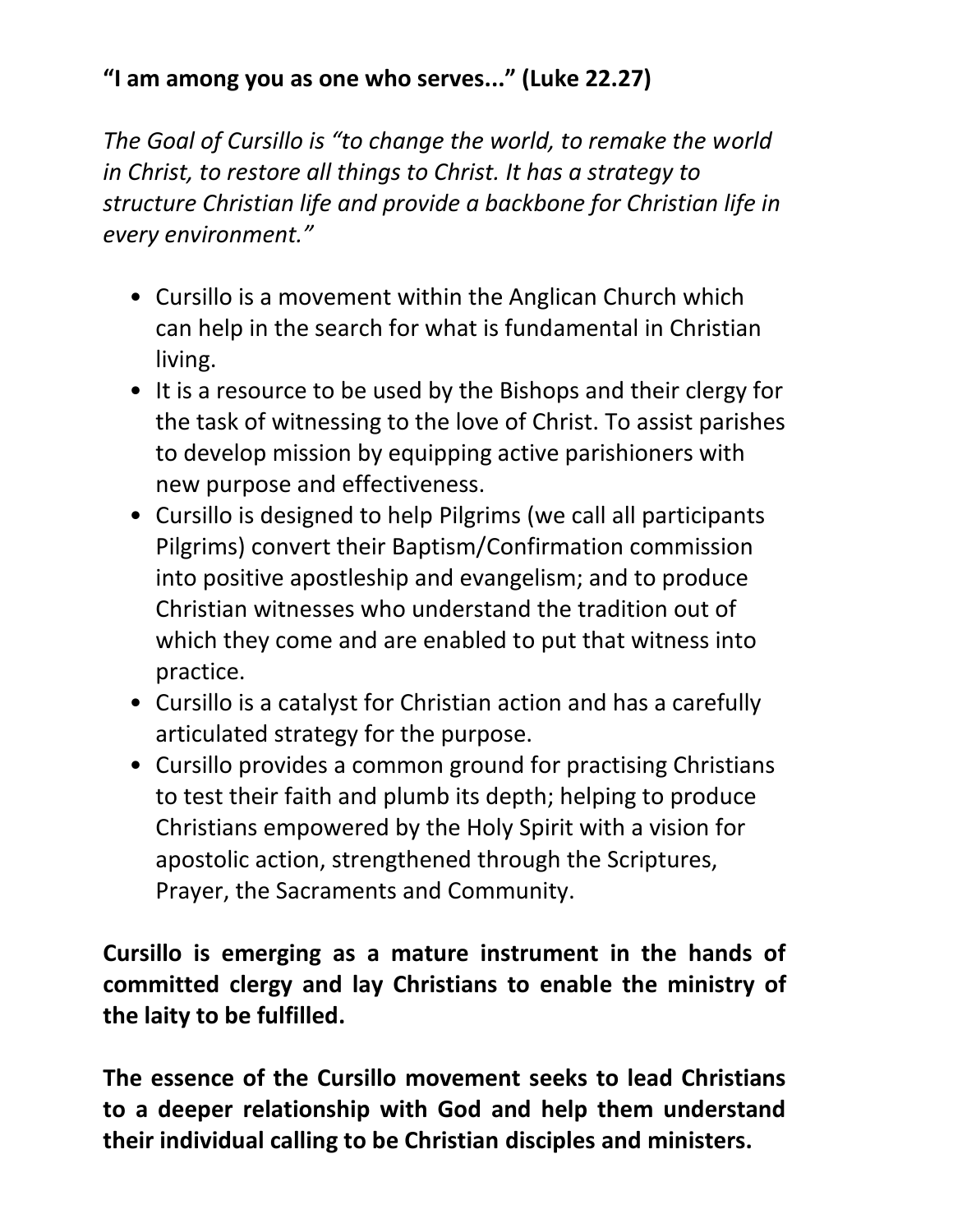**“I am among you as one who serves...” (Luke 22.27)**

*The Goal of Cursillo is “to change the world, to remake the world in Christ, to restore all things to Christ. It has a strategy to structure Christian life and provide a backbone for Christian life in every environment.”*

- Cursillo is a movement within the Anglican Church which can help in the search for what is fundamental in Christian living.
- It is a resource to be used by the Bishops and their clergy for the task of witnessing to the love of Christ. To assist parishes to develop mission by equipping active parishioners with new purpose and effectiveness.
- Cursillo is designed to help Pilgrims (we call all participants Pilgrims) convert their Baptism/Confirmation commission into positive apostleship and evangelism; and to produce Christian witnesses who understand the tradition out of which they come and are enabled to put that witness into practice.
- Cursillo is a catalyst for Christian action and has a carefully articulated strategy for the purpose.
- Cursillo provides a common ground for practising Christians to test their faith and plumb its depth; helping to produce Christians empowered by the Holy Spirit with a vision for apostolic action, strengthened through the Scriptures, Prayer, the Sacraments and Community.

**Cursillo is emerging as a mature instrument in the hands of committed clergy and lay Christians to enable the ministry of the laity to be fulfilled.**

**The essence of the Cursillo movement seeks to lead Christians to a deeper relationship with God and help them understand their individual calling to be Christian disciples and ministers.**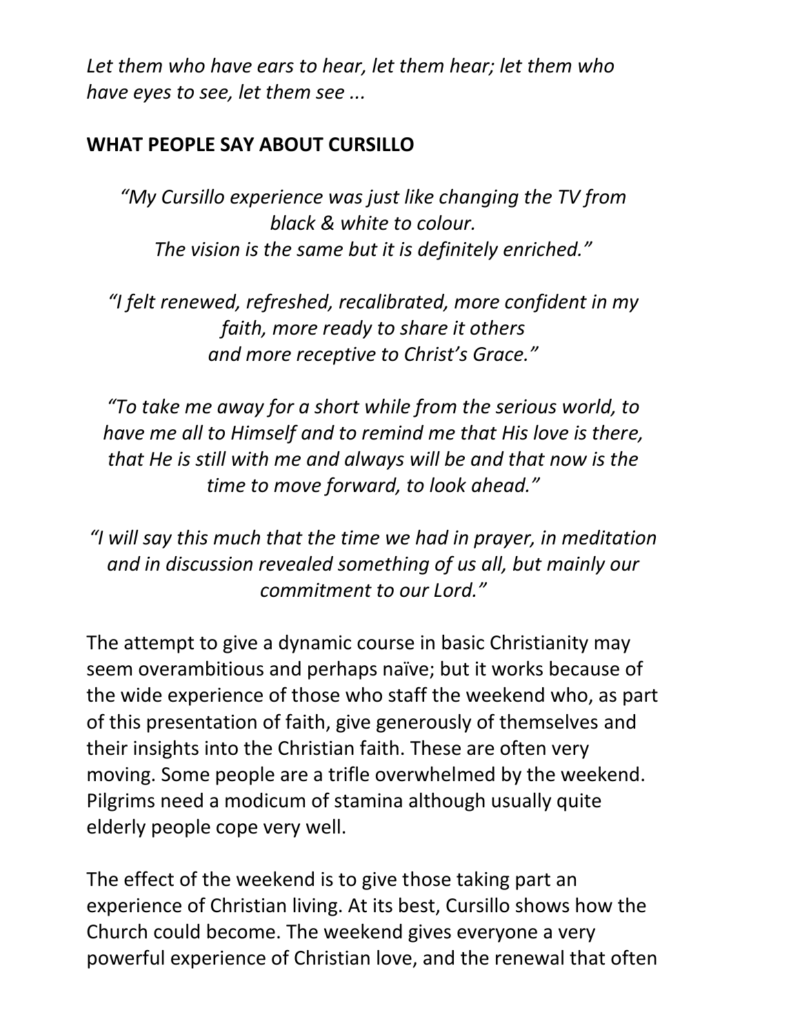*Let them who have ears to hear, let them hear; let them who have eyes to see, let them see ...*

## WHAT PEOPLE SAY ABOUT CURSILLO

*"My Cursillo experience was just like changing the TV from black & white to colour. The vision is the same but it is definitely enriched."*

*"I felt renewed, refreshed, recalibrated, more confident in my faith, more ready to share it others and more receptive to Christ's Grace."*

*"To take me away for a short while from the serious world, to have me all to Himself and to remind me that His love is there, that He is still with me and always will be and that now is the time to move forward, to look ahead."*

*"I will say this much that the time we had in prayer, in meditation and in discussion revealed something of us all, but mainly our commitment to our Lord."*

The attempt to give a dynamic course in basic Christianity may seem overambitious and perhaps naïve; but it works because of the wide experience of those who staff the weekend who, as part of this presentation of faith, give generously of themselves and their insights into the Christian faith. These are often very moving. Some people are a trifle overwhelmed by the weekend. Pilgrims need a modicum of stamina although usually quite elderly people cope very well.

The effect of the weekend is to give those taking part an experience of Christian living. At its best, Cursillo shows how the Church could become. The weekend gives everyone a very powerful experience of Christian love, and the renewal that often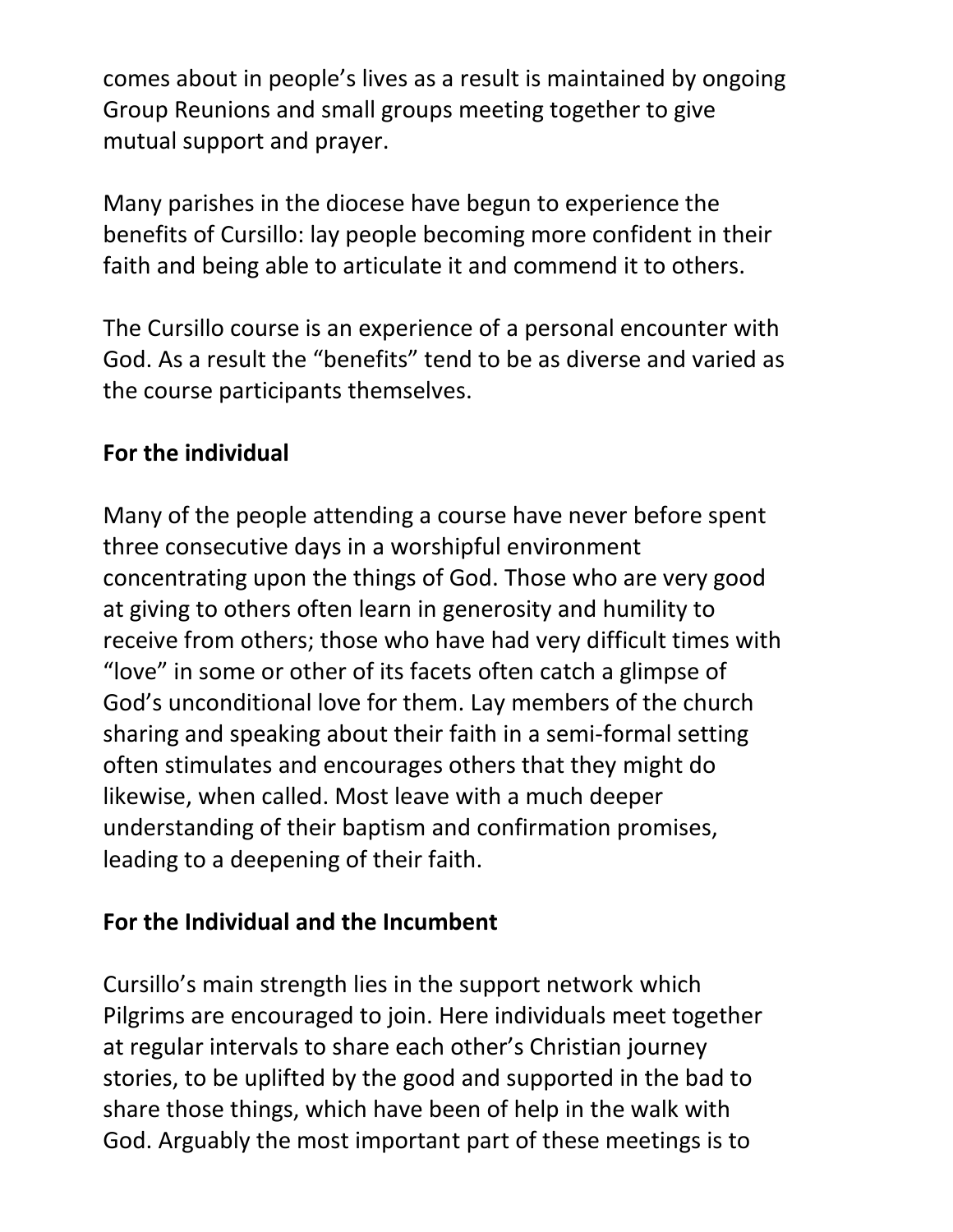comes about in people’s lives as a result is maintained by ongoing Group Reunions and small groups meeting together to give mutual support and prayer.

Many parishes in the diocese have begun to experience the benefits of Cursillo: lay people becoming more confident in their faith and being able to articulate it and commend it to others.

The Cursillo course is an experience of a personal encounter with God. As a result the “benefits” tend to be as diverse and varied as the course participants themselves.

**For the individual**

Many of the people attending a course have never before spent three consecutive days in a worshipful environment concentrating upon the things of God. Those who are very good at giving to others often learn in generosity and humility to receive from others; those who have had very difficult times with “love” in some or other of its facets often catch a glimpse of God’s unconditional love for them. Lay members of the church sharing and speaking about their faith in a semi-formal setting often stimulates and encourages others that they might do likewise, when called. Most leave with a much deeper understanding of their baptism and confirmation promises, leading to a deepening of their faith.

**For the Individual and the Incumbent**

Cursillo’s main strength lies in the support network which Pilgrims are encouraged to join. Here individuals meet together at regular intervals to share each other’s Christian journey stories, to be uplifted by the good and supported in the bad to share those things, which have been of help in the walk with God. Arguably the most important part of these meetings is to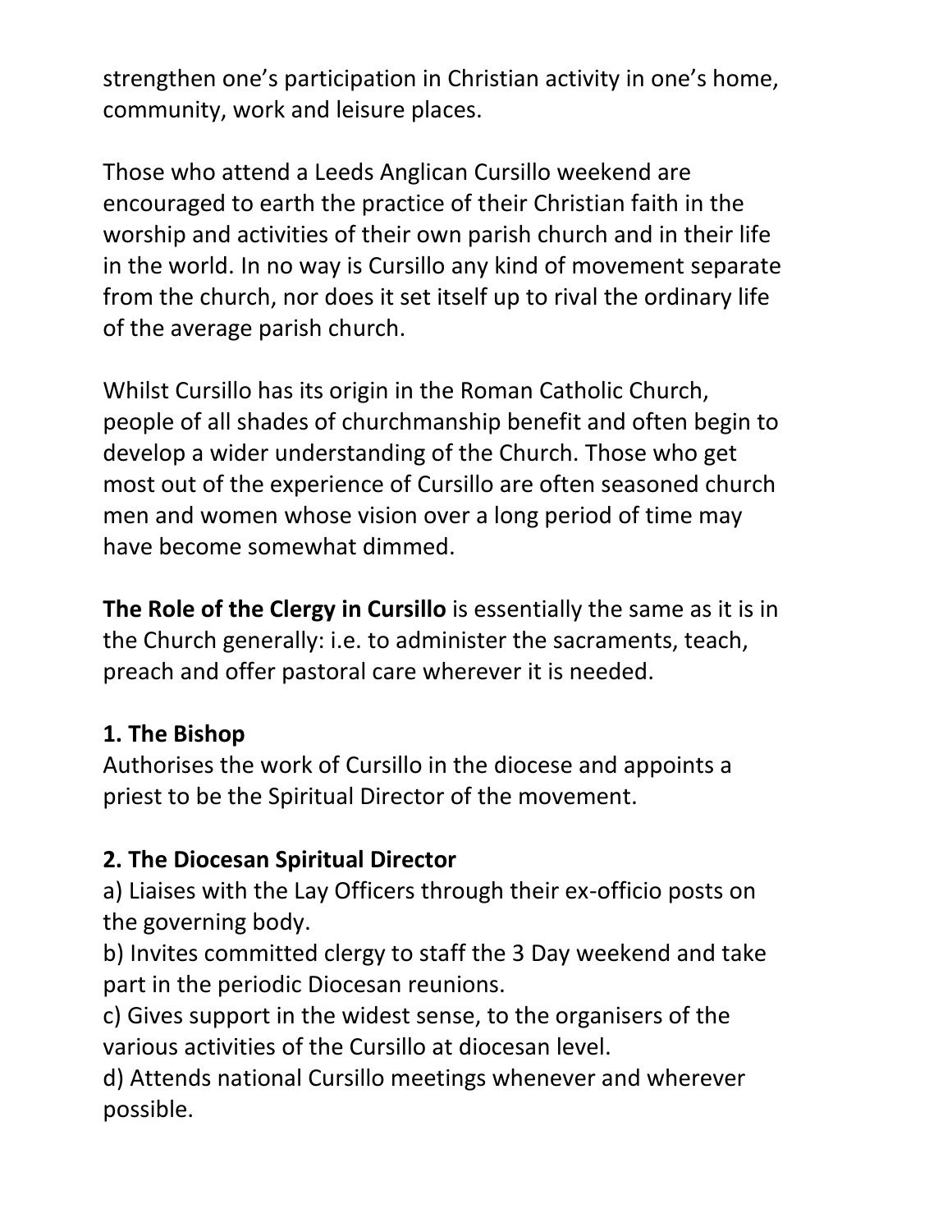strengthen one's participation in Christian activity in one's home, community, work and leisure places.

Those who attend a Leeds Anglican Cursillo weekend are encouraged to earth the practice of their Christian faith in the worship and activities of their own parish church and in their life in the world. In no way is Cursillo any kind of movement separate from the church, nor does it set itself up to rival the ordinary life of the average parish church.

Whilst Cursillo has its origin in the Roman Catholic Church, people of all shades of churchmanship benefit and often begin to develop a wider understanding of the Church. Those who get most out of the experience of Cursillo are often seasoned church men and women whose vision over a long period of time may have become somewhat dimmed.

**The Role of the Clergy in Cursillo** is essentially the same as it is in the Church generally: i.e. to administer the sacraments, teach, preach and offer pastoral care wherever it is needed.

**1. The Bishop**
Authorises the work of Cursillo in the diocese and appoints a priest to be the Spiritual Director of the movement.

**2. The Diocesan Spiritual Director**
a) Liaises with the Lay Officers through their ex-officio posts on the governing body.
b) Invites committed clergy to staff the 3 Day weekend and take part in the periodic Diocesan reunions.
c) Gives support in the widest sense, to the organisers of the various activities of the Cursillo at diocesan level.
d) Attends national Cursillo meetings whenever and wherever possible.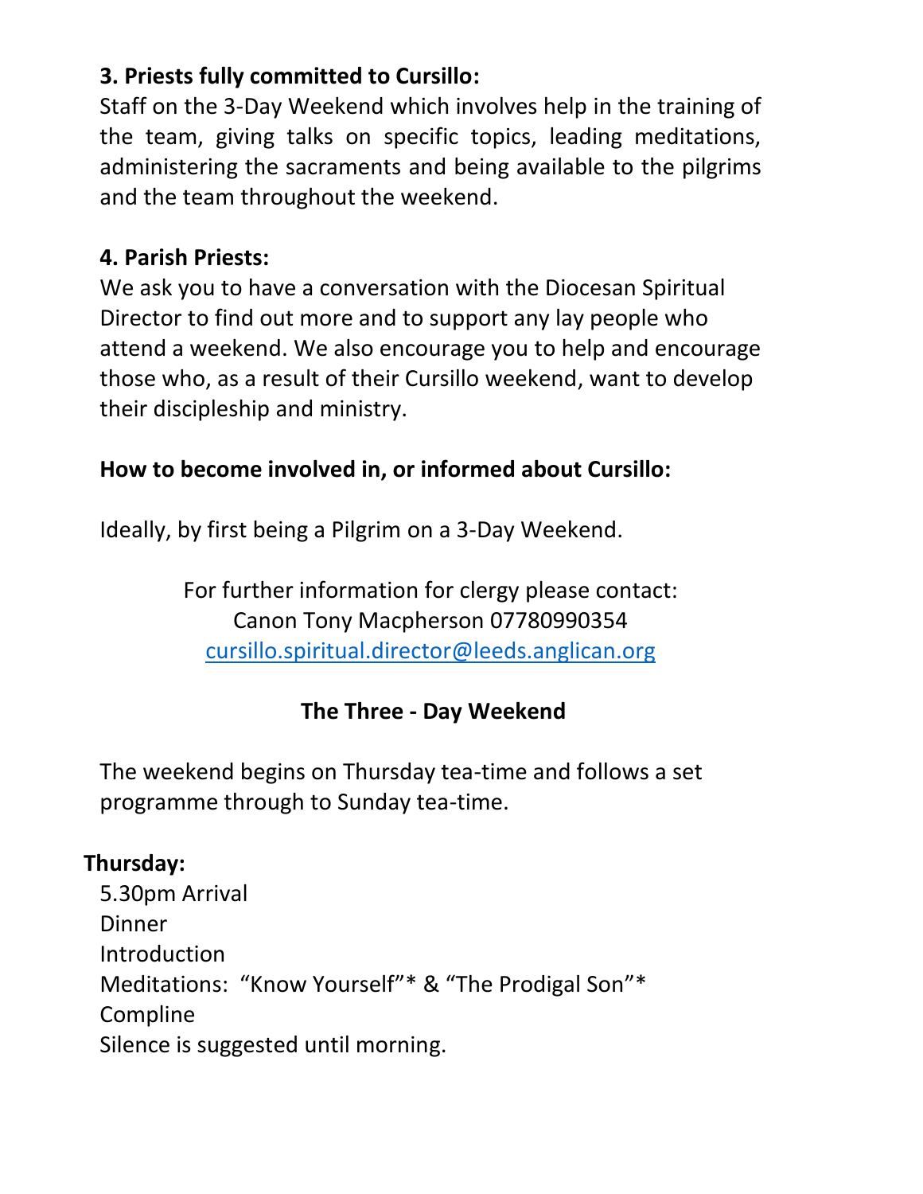**3. Priests fully committed to Cursillo:**
Staff on the 3-Day Weekend which involves help in the training of the team, giving talks on specific topics, leading meditations, administering the sacraments and being available to the pilgrims and the team throughout the weekend.

**4. Parish Priests:**
We ask you to have a conversation with the Diocesan Spiritual Director to find out more and to support any lay people who attend a weekend. We also encourage you to help and encourage those who, as a result of their Cursillo weekend, want to develop their discipleship and ministry.

**How to become involved in, or informed about Cursillo:**

Ideally, by first being a Pilgrim on a 3-Day Weekend.

For further information for clergy please contact:
Canon Tony Macpherson 07780990354
[cursillo.spiritual.director@leeds.anglican.org](mailto:cursillo.spiritual.director@leeds.anglican.org)

**The Three - Day Weekend**

The weekend begins on Thursday tea-time and follows a set programme through to Sunday tea-time.

**Thursday:**
5.30pm Arrival
Dinner
Introduction
Meditations: "Know Yourself"* & "The Prodigal Son"*
Compline
Silence is suggested until morning.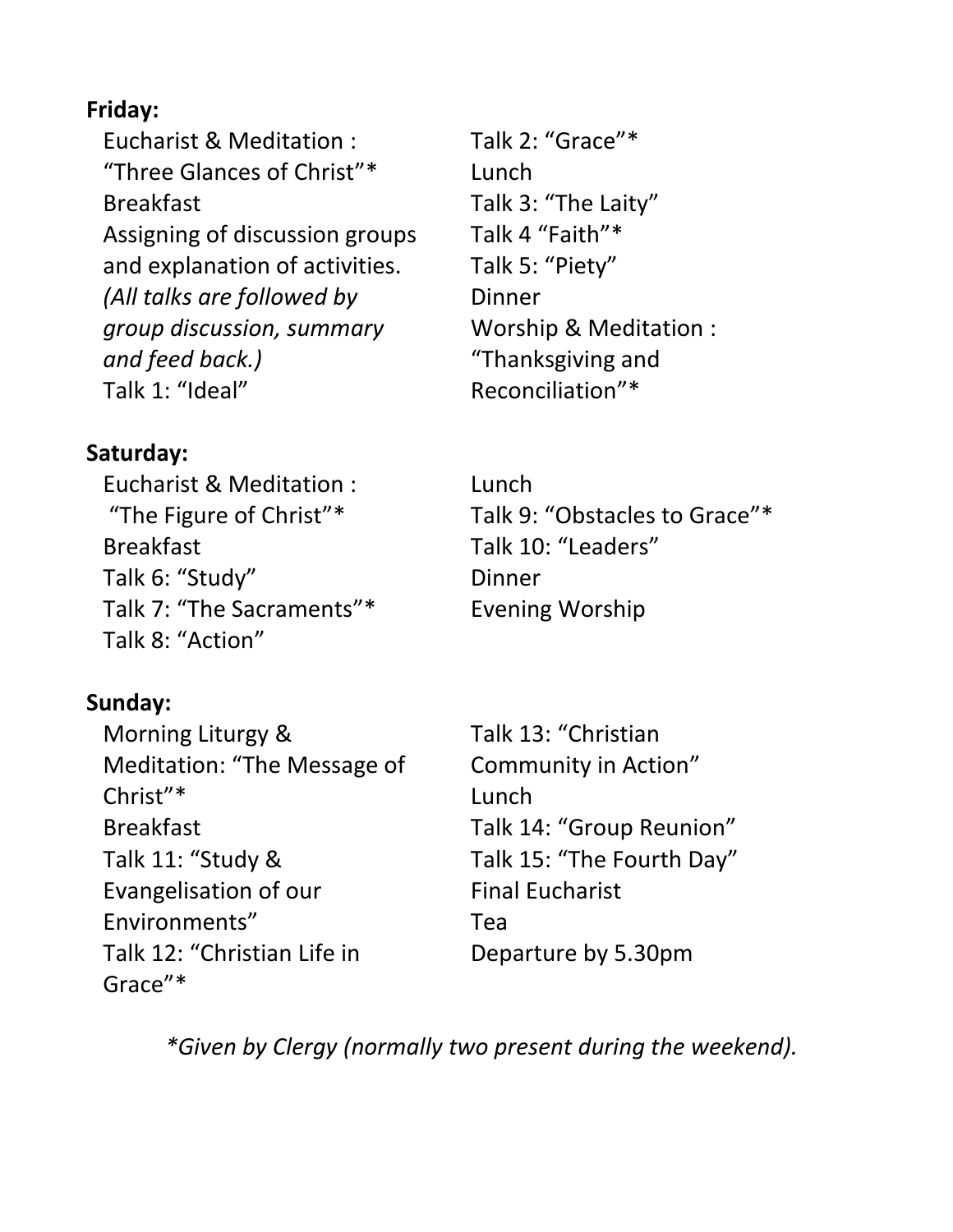**Friday:**

Eucharist & Meditation : “Three Glances of Christ”*
Breakfast
Assigning of discussion groups and explanation of activities. *(All talks are followed by group discussion, summary and feed back.)*
Talk 1: “Ideal”
Talk 2: “Grace”*
Lunch
Talk 3: “The Laity”
Talk 4 “Faith”*
Talk 5: “Piety”
Dinner
Worship & Meditation : “Thanksgiving and Reconciliation”*

**Saturday:**

Eucharist & Meditation : “The Figure of Christ”*
Breakfast
Talk 6: “Study”
Talk 7: “The Sacraments”*
Talk 8: “Action”
Lunch
Talk 9: “Obstacles to Grace”*
Talk 10: “Leaders”
Dinner
Evening Worship

**Sunday:**

Morning Liturgy & Meditation: “The Message of Christ”*
Breakfast
Talk 11: “Study & Evangelisation of our Environments”
Talk 12: “Christian Life in Grace”*
Talk 13: “Christian Community in Action”
Lunch
Talk 14: “Group Reunion”
Talk 15: “The Fourth Day”
Final Eucharist
Tea
Departure by 5.30pm

*\*Given by Clergy (normally two present during the weekend).*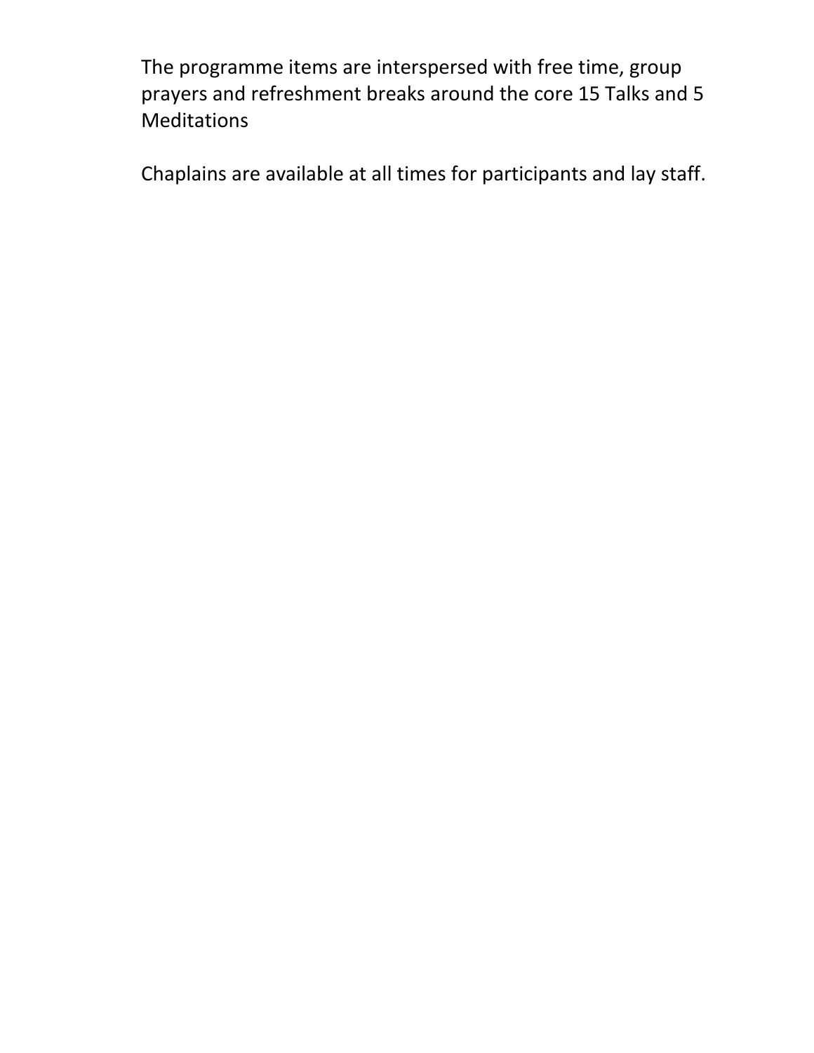The programme items are interspersed with free time, group prayers and refreshment breaks around the core 15 Talks and 5 Meditations

Chaplains are available at all times for participants and lay staff.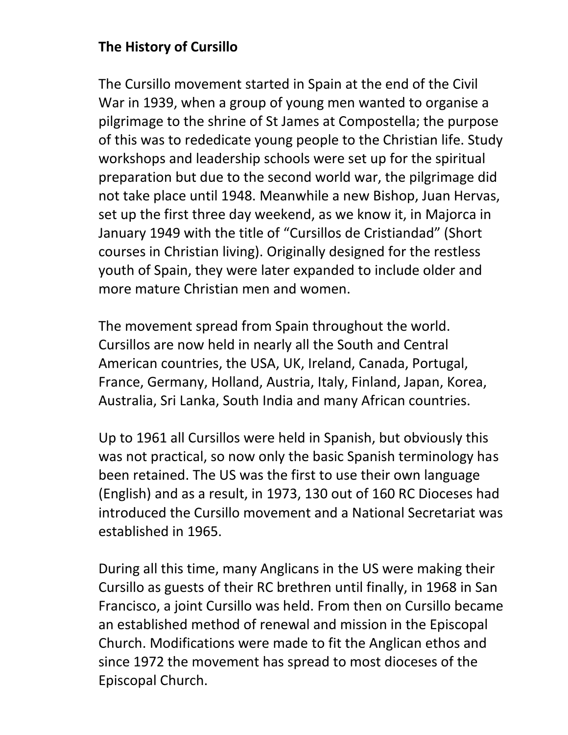**The History of Cursillo**

The Cursillo movement started in Spain at the end of the Civil War in 1939, when a group of young men wanted to organise a pilgrimage to the shrine of St James at Compostella; the purpose of this was to rededicate young people to the Christian life. Study workshops and leadership schools were set up for the spiritual preparation but due to the second world war, the pilgrimage did not take place until 1948. Meanwhile a new Bishop, Juan Hervas, set up the first three day weekend, as we know it, in Majorca in January 1949 with the title of "Cursillos de Cristiandad" (Short courses in Christian living). Originally designed for the restless youth of Spain, they were later expanded to include older and more mature Christian men and women.

The movement spread from Spain throughout the world. Cursillos are now held in nearly all the South and Central American countries, the USA, UK, Ireland, Canada, Portugal, France, Germany, Holland, Austria, Italy, Finland, Japan, Korea, Australia, Sri Lanka, South India and many African countries.

Up to 1961 all Cursillos were held in Spanish, but obviously this was not practical, so now only the basic Spanish terminology has been retained. The US was the first to use their own language (English) and as a result, in 1973, 130 out of 160 RC Dioceses had introduced the Cursillo movement and a National Secretariat was established in 1965.

During all this time, many Anglicans in the US were making their Cursillo as guests of their RC brethren until finally, in 1968 in San Francisco, a joint Cursillo was held. From then on Cursillo became an established method of renewal and mission in the Episcopal Church. Modifications were made to fit the Anglican ethos and since 1972 the movement has spread to most dioceses of the Episcopal Church.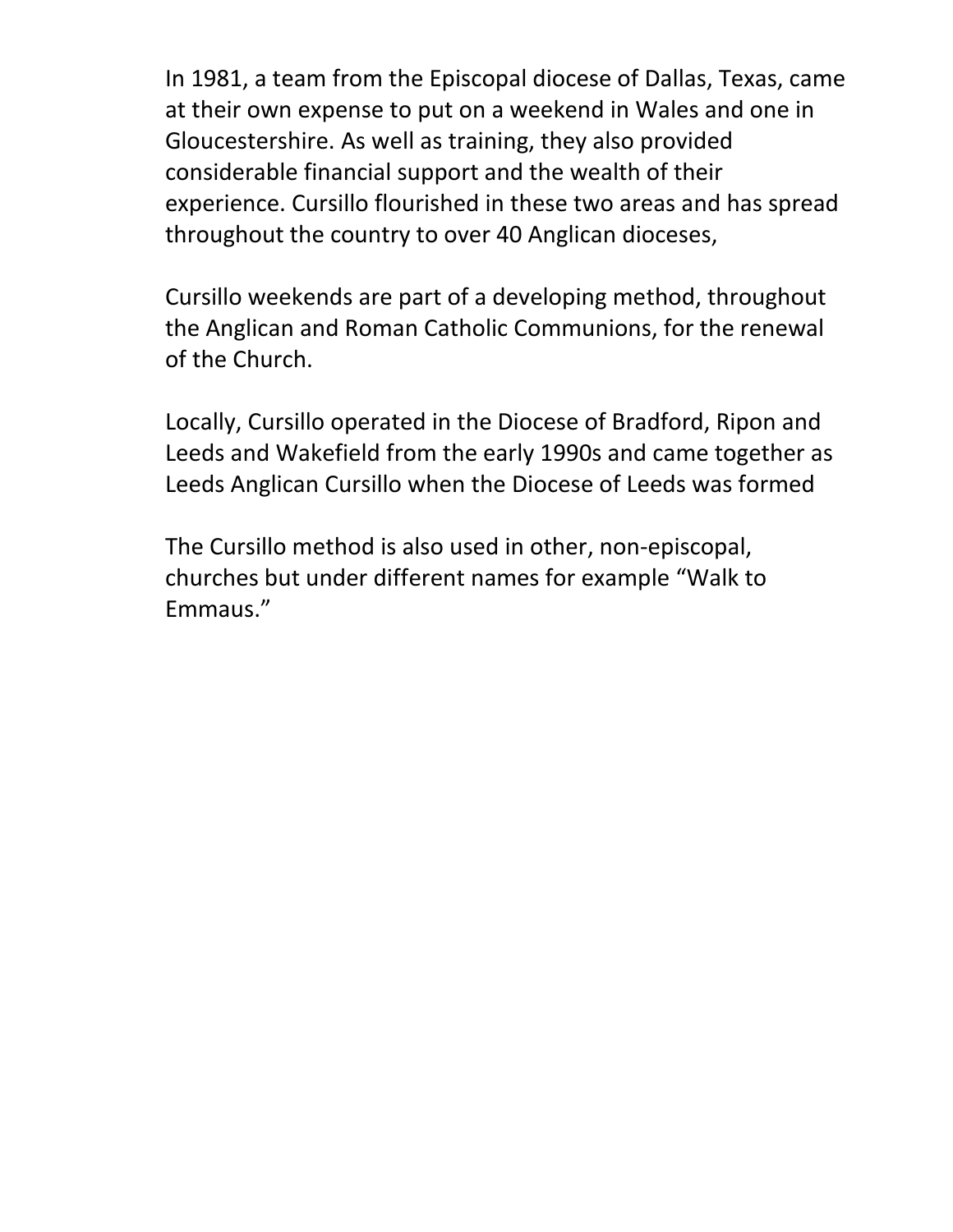In 1981, a team from the Episcopal diocese of Dallas, Texas, came at their own expense to put on a weekend in Wales and one in Gloucestershire. As well as training, they also provided considerable financial support and the wealth of their experience. Cursillo flourished in these two areas and has spread throughout the country to over 40 Anglican dioceses,

Cursillo weekends are part of a developing method, throughout the Anglican and Roman Catholic Communions, for the renewal of the Church.

Locally, Cursillo operated in the Diocese of Bradford, Ripon and Leeds and Wakefield from the early 1990s and came together as Leeds Anglican Cursillo when the Diocese of Leeds was formed

The Cursillo method is also used in other, non-episcopal, churches but under different names for example "Walk to Emmaus."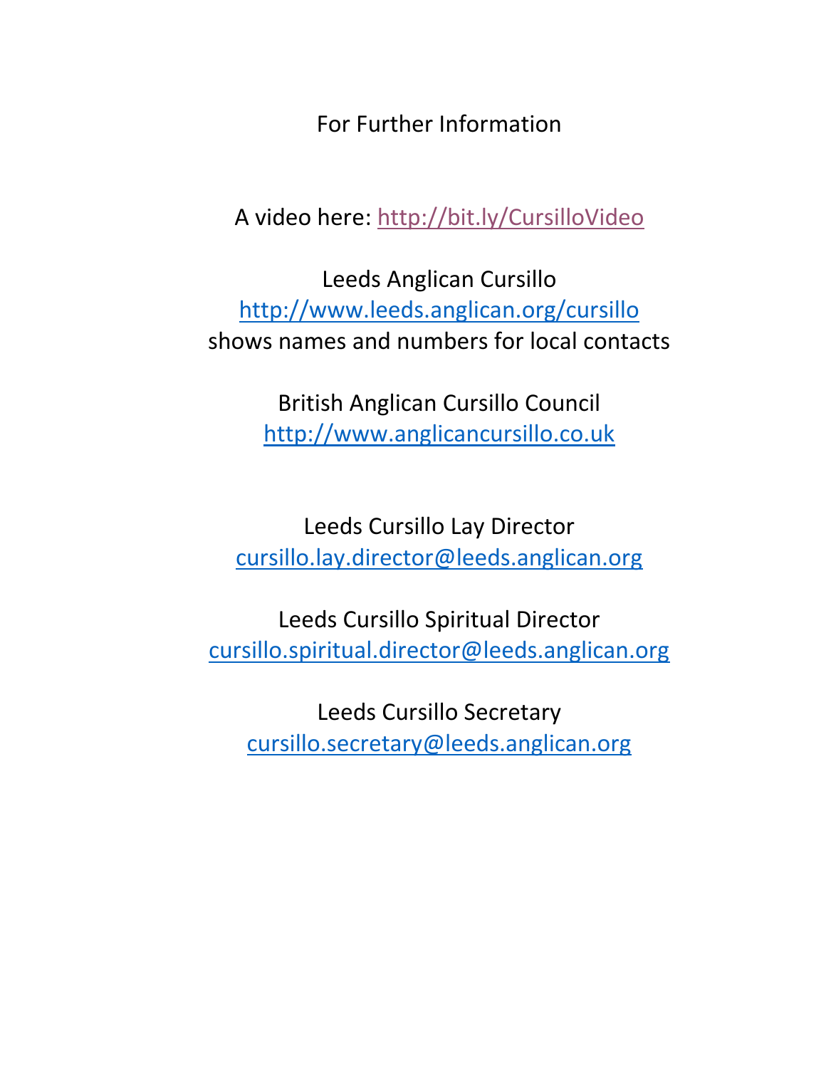# For Further Information

A video here: http://bit.ly/CursilloVideo

Leeds Anglican Cursillo
http://www.leeds.anglican.org/cursillo
shows names and numbers for local contacts

British Anglican Cursillo Council
http://www.anglicancursillo.co.uk

Leeds Cursillo Lay Director
cursillo.lay.director@leeds.anglican.org

Leeds Cursillo Spiritual Director
cursillo.spiritual.director@leeds.anglican.org

Leeds Cursillo Secretary
cursillo.secretary@leeds.anglican.org